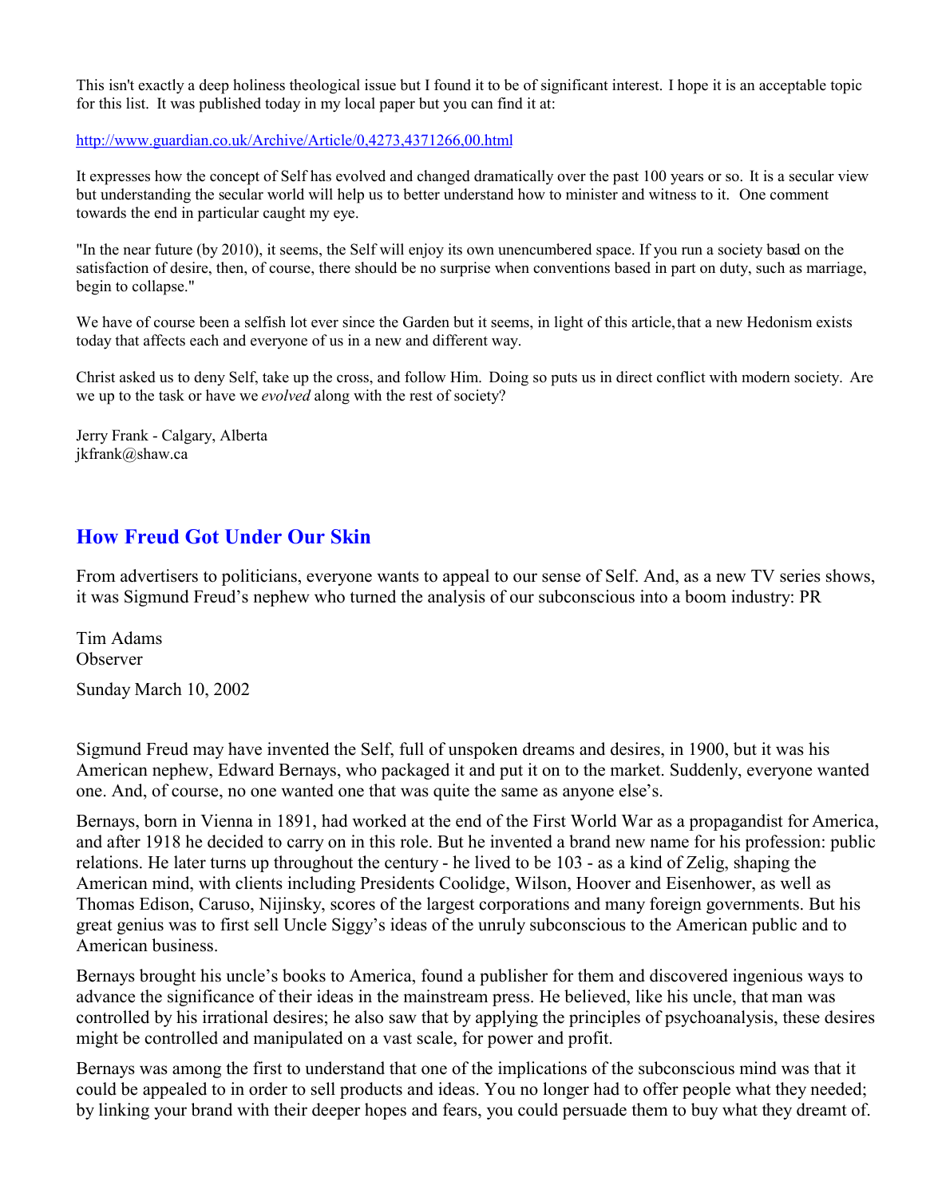This isn't exactly a deep holiness theological issue but I found it to be of significant interest. I hope it is an acceptable topic for this list. It was published today in my local paper but you can find it at:

http://www.guardian.co.uk/Archive/Article/0,4273,4371266,00.html

It expresses how the concept of Self has evolved and changed dramatically over the past 100 years or so. It is a secular view but understanding the secular world will help us to better understand how to minister and witness to it. One comment towards the end in particular caught my eye.

"In the near future (by 2010), it seems, the Self will enjoy its own unencumbered space. If you run a society based on the satisfaction of desire, then, of course, there should be no surprise when conventions based in part on duty, such as marriage, begin to collapse."

We have of course been a selfish lot ever since the Garden but it seems, in light of this article, that a new Hedonism exists today that affects each and everyone of us in a new and different way.

Christ asked us to deny Self, take up the cross, and follow Him. Doing so puts us in direct conflict with modern society. Are we up to the task or have we *evolved* along with the rest of society?

Jerry Frank - Calgary, Alberta
jkfrank@shaw.ca

## How Freud Got Under Our Skin

From advertisers to politicians, everyone wants to appeal to our sense of Self. And, as a new TV series shows, it was Sigmund Freud's nephew who turned the analysis of our subconscious into a boom industry: PR

Tim Adams
Observer

Sunday March 10, 2002

Sigmund Freud may have invented the Self, full of unspoken dreams and desires, in 1900, but it was his American nephew, Edward Bernays, who packaged it and put it on to the market. Suddenly, everyone wanted one. And, of course, no one wanted one that was quite the same as anyone else's.

Bernays, born in Vienna in 1891, had worked at the end of the First World War as a propagandist for America, and after 1918 he decided to carry on in this role. But he invented a brand new name for his profession: public relations. He later turns up throughout the century - he lived to be 103 - as a kind of Zelig, shaping the American mind, with clients including Presidents Coolidge, Wilson, Hoover and Eisenhower, as well as Thomas Edison, Caruso, Nijinsky, scores of the largest corporations and many foreign governments. But his great genius was to first sell Uncle Siggy's ideas of the unruly subconscious to the American public and to American business.

Bernays brought his uncle's books to America, found a publisher for them and discovered ingenious ways to advance the significance of their ideas in the mainstream press. He believed, like his uncle, that man was controlled by his irrational desires; he also saw that by applying the principles of psychoanalysis, these desires might be controlled and manipulated on a vast scale, for power and profit.

Bernays was among the first to understand that one of the implications of the subconscious mind was that it could be appealed to in order to sell products and ideas. You no longer had to offer people what they needed; by linking your brand with their deeper hopes and fears, you could persuade them to buy what they dreamt of.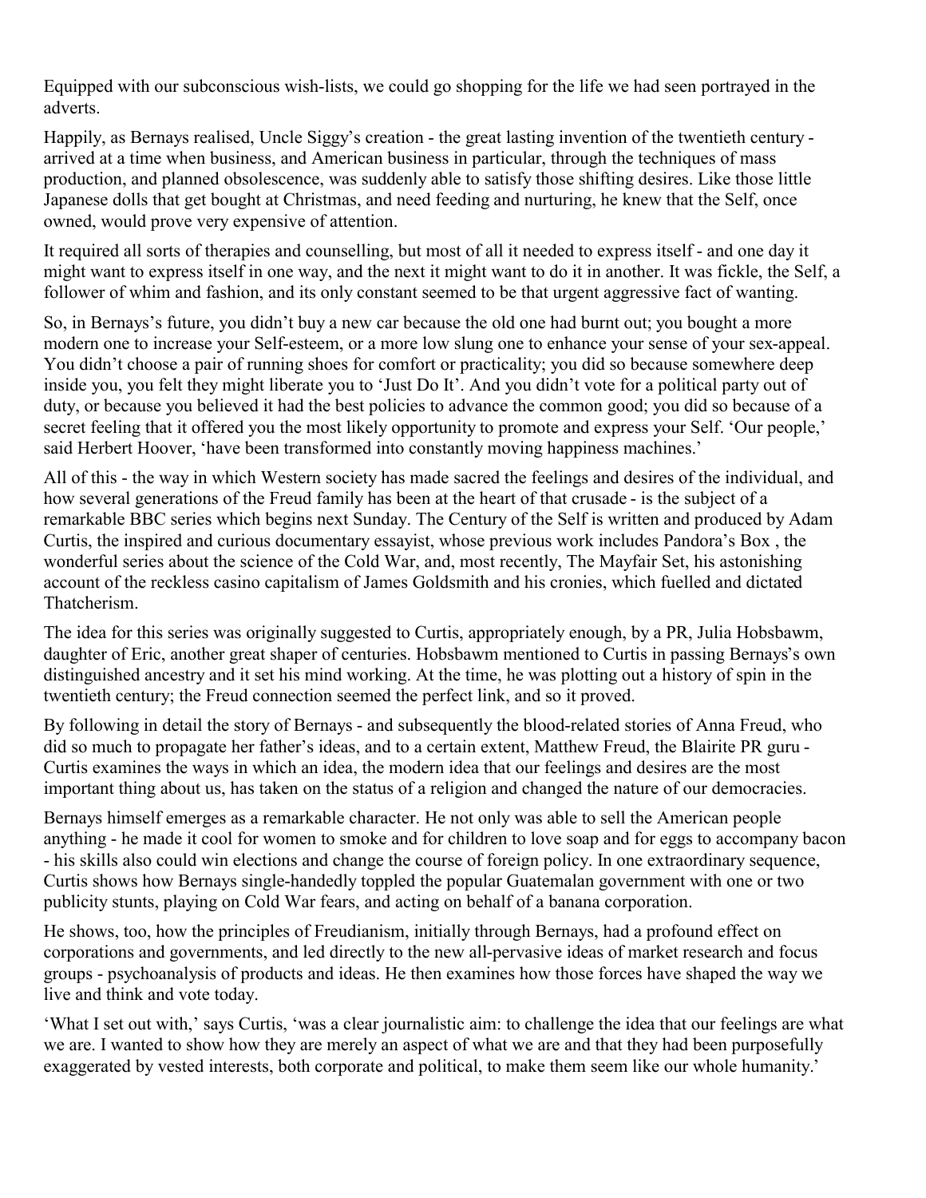Equipped with our subconscious wish-lists, we could go shopping for the life we had seen portrayed in the adverts.

Happily, as Bernays realised, Uncle Siggy's creation - the great lasting invention of the twentieth century - arrived at a time when business, and American business in particular, through the techniques of mass production, and planned obsolescence, was suddenly able to satisfy those shifting desires. Like those little Japanese dolls that get bought at Christmas, and need feeding and nurturing, he knew that the Self, once owned, would prove very expensive of attention.

It required all sorts of therapies and counselling, but most of all it needed to express itself - and one day it might want to express itself in one way, and the next it might want to do it in another. It was fickle, the Self, a follower of whim and fashion, and its only constant seemed to be that urgent aggressive fact of wanting.

So, in Bernays's future, you didn't buy a new car because the old one had burnt out; you bought a more modern one to increase your Self-esteem, or a more low slung one to enhance your sense of your sex-appeal. You didn't choose a pair of running shoes for comfort or practicality; you did so because somewhere deep inside you, you felt they might liberate you to 'Just Do It'. And you didn't vote for a political party out of duty, or because you believed it had the best policies to advance the common good; you did so because of a secret feeling that it offered you the most likely opportunity to promote and express your Self. 'Our people,' said Herbert Hoover, 'have been transformed into constantly moving happiness machines.'

All of this - the way in which Western society has made sacred the feelings and desires of the individual, and how several generations of the Freud family has been at the heart of that crusade - is the subject of a remarkable BBC series which begins next Sunday. The Century of the Self is written and produced by Adam Curtis, the inspired and curious documentary essayist, whose previous work includes Pandora's Box , the wonderful series about the science of the Cold War, and, most recently, The Mayfair Set, his astonishing account of the reckless casino capitalism of James Goldsmith and his cronies, which fuelled and dictated Thatcherism.

The idea for this series was originally suggested to Curtis, appropriately enough, by a PR, Julia Hobsbawm, daughter of Eric, another great shaper of centuries. Hobsbawm mentioned to Curtis in passing Bernays's own distinguished ancestry and it set his mind working. At the time, he was plotting out a history of spin in the twentieth century; the Freud connection seemed the perfect link, and so it proved.

By following in detail the story of Bernays - and subsequently the blood-related stories of Anna Freud, who did so much to propagate her father's ideas, and to a certain extent, Matthew Freud, the Blairite PR guru - Curtis examines the ways in which an idea, the modern idea that our feelings and desires are the most important thing about us, has taken on the status of a religion and changed the nature of our democracies.

Bernays himself emerges as a remarkable character. He not only was able to sell the American people anything - he made it cool for women to smoke and for children to love soap and for eggs to accompany bacon - his skills also could win elections and change the course of foreign policy. In one extraordinary sequence, Curtis shows how Bernays single-handedly toppled the popular Guatemalan government with one or two publicity stunts, playing on Cold War fears, and acting on behalf of a banana corporation.

He shows, too, how the principles of Freudianism, initially through Bernays, had a profound effect on corporations and governments, and led directly to the new all-pervasive ideas of market research and focus groups - psychoanalysis of products and ideas. He then examines how those forces have shaped the way we live and think and vote today.

'What I set out with,' says Curtis, 'was a clear journalistic aim: to challenge the idea that our feelings are what we are. I wanted to show how they are merely an aspect of what we are and that they had been purposefully exaggerated by vested interests, both corporate and political, to make them seem like our whole humanity.'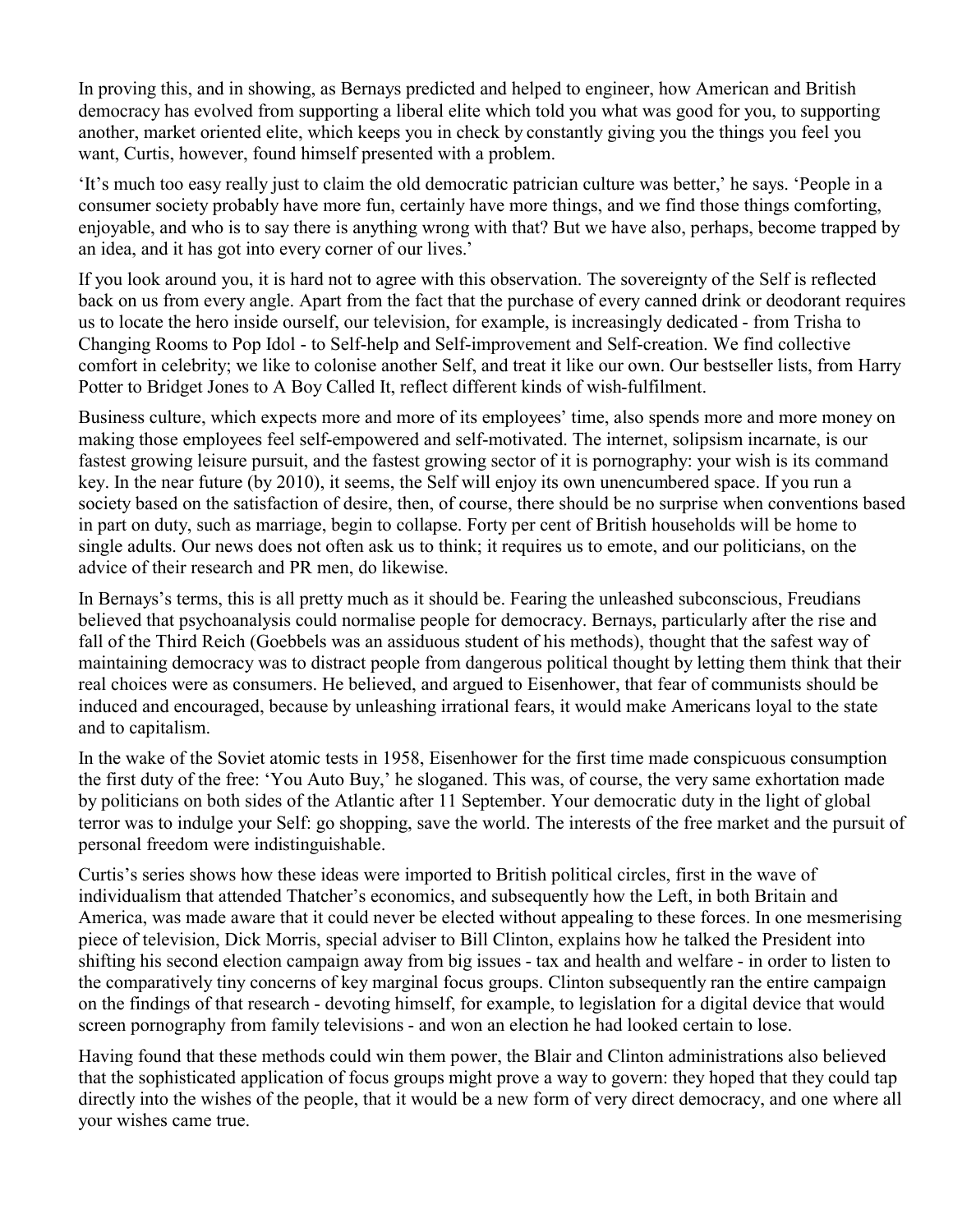In proving this, and in showing, as Bernays predicted and helped to engineer, how American and British democracy has evolved from supporting a liberal elite which told you what was good for you, to supporting another, market oriented elite, which keeps you in check by constantly giving you the things you feel you want, Curtis, however, found himself presented with a problem.

'It's much too easy really just to claim the old democratic patrician culture was better,' he says. 'People in a consumer society probably have more fun, certainly have more things, and we find those things comforting, enjoyable, and who is to say there is anything wrong with that? But we have also, perhaps, become trapped by an idea, and it has got into every corner of our lives.'

If you look around you, it is hard not to agree with this observation. The sovereignty of the Self is reflected back on us from every angle. Apart from the fact that the purchase of every canned drink or deodorant requires us to locate the hero inside ourself, our television, for example, is increasingly dedicated - from Trisha to Changing Rooms to Pop Idol - to Self-help and Self-improvement and Self-creation. We find collective comfort in celebrity; we like to colonise another Self, and treat it like our own. Our bestseller lists, from Harry Potter to Bridget Jones to A Boy Called It, reflect different kinds of wish-fulfilment.

Business culture, which expects more and more of its employees' time, also spends more and more money on making those employees feel self-empowered and self-motivated. The internet, solipsism incarnate, is our fastest growing leisure pursuit, and the fastest growing sector of it is pornography: your wish is its command key. In the near future (by 2010), it seems, the Self will enjoy its own unencumbered space. If you run a society based on the satisfaction of desire, then, of course, there should be no surprise when conventions based in part on duty, such as marriage, begin to collapse. Forty per cent of British households will be home to single adults. Our news does not often ask us to think; it requires us to emote, and our politicians, on the advice of their research and PR men, do likewise.

In Bernays's terms, this is all pretty much as it should be. Fearing the unleashed subconscious, Freudians believed that psychoanalysis could normalise people for democracy. Bernays, particularly after the rise and fall of the Third Reich (Goebbels was an assiduous student of his methods), thought that the safest way of maintaining democracy was to distract people from dangerous political thought by letting them think that their real choices were as consumers. He believed, and argued to Eisenhower, that fear of communists should be induced and encouraged, because by unleashing irrational fears, it would make Americans loyal to the state and to capitalism.

In the wake of the Soviet atomic tests in 1958, Eisenhower for the first time made conspicuous consumption the first duty of the free: 'You Auto Buy,' he sloganed. This was, of course, the very same exhortation made by politicians on both sides of the Atlantic after 11 September. Your democratic duty in the light of global terror was to indulge your Self: go shopping, save the world. The interests of the free market and the pursuit of personal freedom were indistinguishable.

Curtis's series shows how these ideas were imported to British political circles, first in the wave of individualism that attended Thatcher's economics, and subsequently how the Left, in both Britain and America, was made aware that it could never be elected without appealing to these forces. In one mesmerising piece of television, Dick Morris, special adviser to Bill Clinton, explains how he talked the President into shifting his second election campaign away from big issues - tax and health and welfare - in order to listen to the comparatively tiny concerns of key marginal focus groups. Clinton subsequently ran the entire campaign on the findings of that research - devoting himself, for example, to legislation for a digital device that would screen pornography from family televisions - and won an election he had looked certain to lose.

Having found that these methods could win them power, the Blair and Clinton administrations also believed that the sophisticated application of focus groups might prove a way to govern: they hoped that they could tap directly into the wishes of the people, that it would be a new form of very direct democracy, and one where all your wishes came true.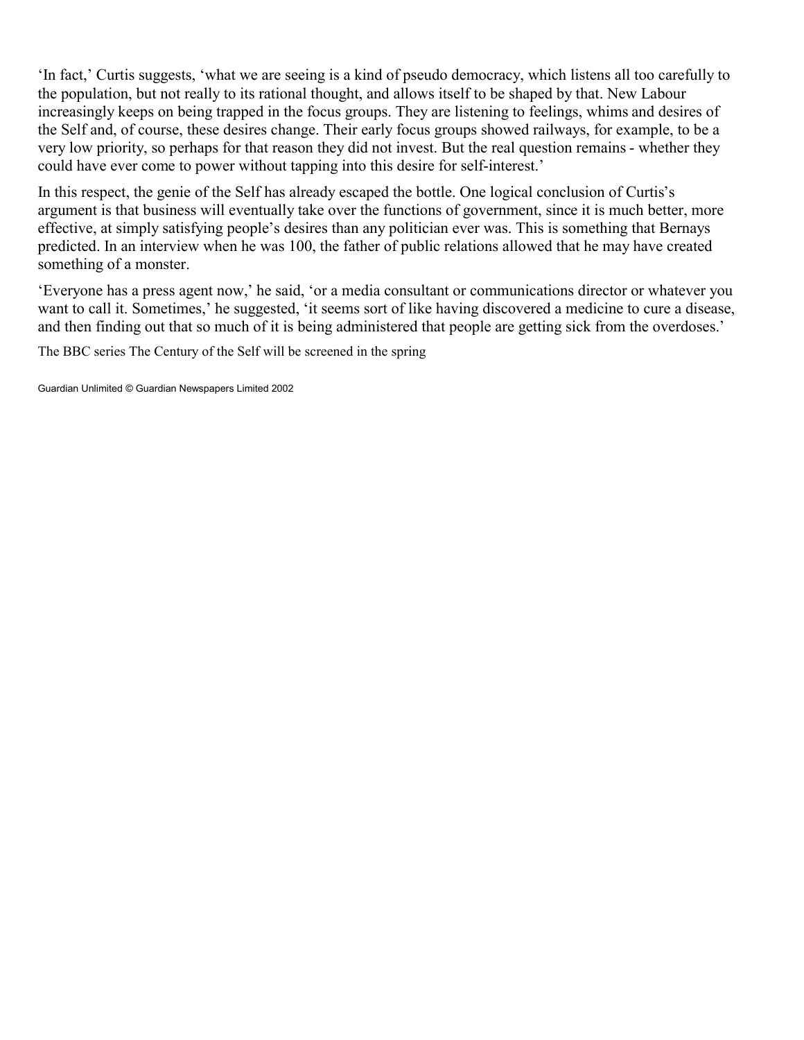'In fact,' Curtis suggests, 'what we are seeing is a kind of pseudo democracy, which listens all too carefully to the population, but not really to its rational thought, and allows itself to be shaped by that. New Labour increasingly keeps on being trapped in the focus groups. They are listening to feelings, whims and desires of the Self and, of course, these desires change. Their early focus groups showed railways, for example, to be a very low priority, so perhaps for that reason they did not invest. But the real question remains - whether they could have ever come to power without tapping into this desire for self-interest.'

In this respect, the genie of the Self has already escaped the bottle. One logical conclusion of Curtis's argument is that business will eventually take over the functions of government, since it is much better, more effective, at simply satisfying people's desires than any politician ever was. This is something that Bernays predicted. In an interview when he was 100, the father of public relations allowed that he may have created something of a monster.

'Everyone has a press agent now,' he said, 'or a media consultant or communications director or whatever you want to call it. Sometimes,' he suggested, 'it seems sort of like having discovered a medicine to cure a disease, and then finding out that so much of it is being administered that people are getting sick from the overdoses.'

The BBC series The Century of the Self will be screened in the spring

Guardian Unlimited © Guardian Newspapers Limited 2002